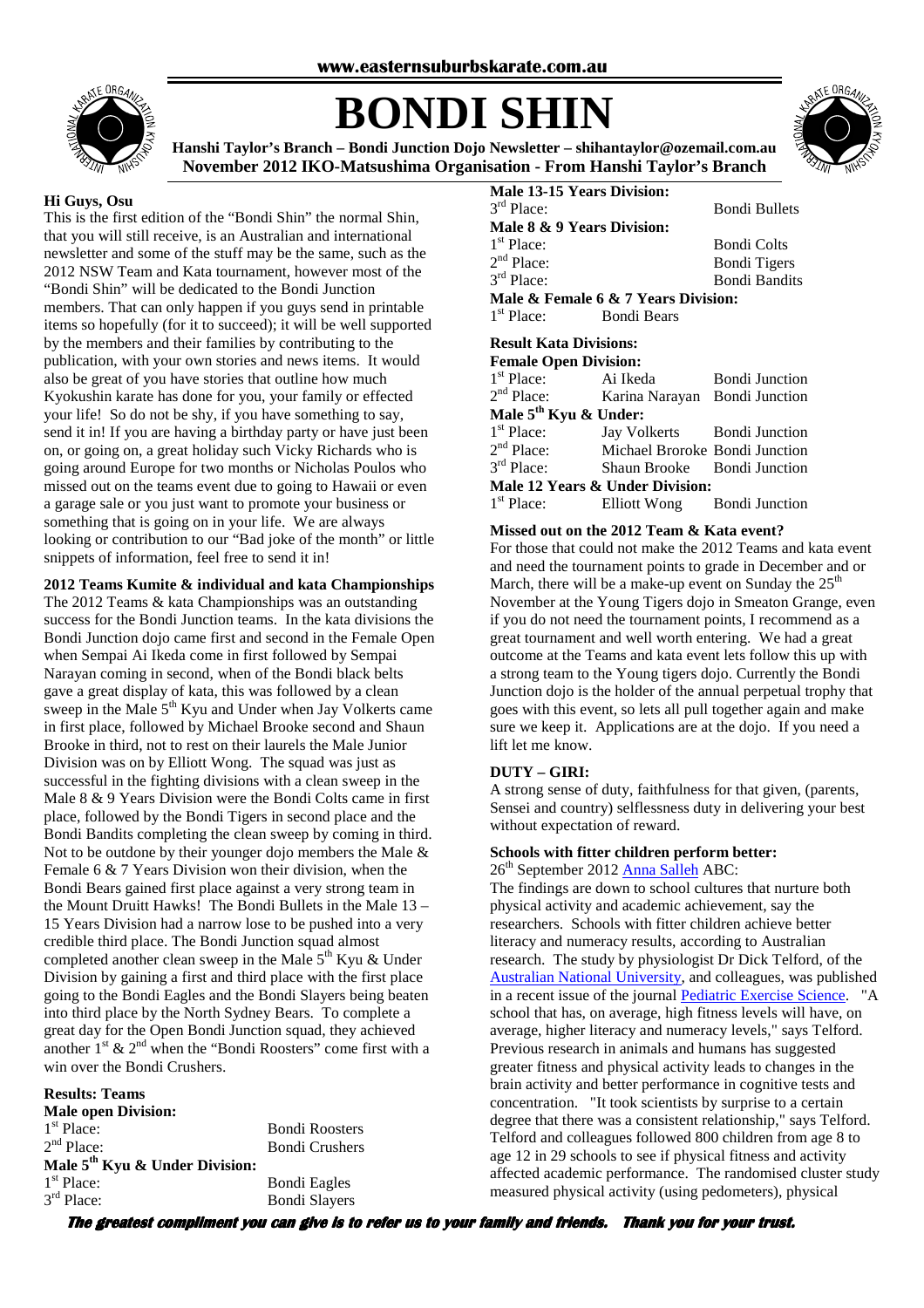www.easternsuburbskarate.com.au

# BONDI SHIN

**Hanshi Taylor's Branch – Bondi Junction Dojo Newsletter – shihantaylor@ozemail.com.au**
**November 2012 IKO-Matsushima Organisation - From Hanshi Taylor's Branch**

**Hi Guys, Osu**

This is the first edition of the "Bondi Shin" the normal Shin, that you will still receive, is an Australian and international newsletter and some of the stuff may be the same, such as the 2012 NSW Team and Kata tournament, however most of the "Bondi Shin" will be dedicated to the Bondi Junction members. That can only happen if you guys send in printable items so hopefully (for it to succeed); it will be well supported by the members and their families by contributing to the publication, with your own stories and news items. It would also be great of you have stories that outline how much Kyokushin karate has done for you, your family or effected your life! So do not be shy, if you have something to say, send it in! If you are having a birthday party or have just been on, or going on, a great holiday such Vicky Richards who is going around Europe for two months or Nicholas Poulos who missed out on the teams event due to going to Hawaii or even a garage sale or you just want to promote your business or something that is going on in your life. We are always looking or contribution to our "Bad joke of the month" or little snippets of information, feel free to send it in!

**2012 Teams Kumite & individual and kata Championships**

The 2012 Teams & kata Championships was an outstanding success for the Bondi Junction teams. In the kata divisions the Bondi Junction dojo came first and second in the Female Open when Sempai Ai Ikeda come in first followed by Sempai Narayan coming in second, when of the Bondi black belts gave a great display of kata, this was followed by a clean sweep in the Male 5th Kyu and Under when Jay Volkerts came in first place, followed by Michael Brooke second and Shaun Brooke in third, not to rest on their laurels the Male Junior Division was on by Elliott Wong. The squad was just as successful in the fighting divisions with a clean sweep in the Male 8 & 9 Years Division were the Bondi Colts came in first place, followed by the Bondi Tigers in second place and the Bondi Bandits completing the clean sweep by coming in third. Not to be outdone by their younger dojo members the Male & Female 6 & 7 Years Division won their division, when the Bondi Bears gained first place against a very strong team in the Mount Druitt Hawks! The Bondi Bullets in the Male 13 – 15 Years Division had a narrow lose to be pushed into a very credible third place. The Bondi Junction squad almost completed another clean sweep in the Male 5th Kyu & Under Division by gaining a first and third place with the first place going to the Bondi Eagles and the Bondi Slayers being beaten into third place by the North Sydney Bears. To complete a great day for the Open Bondi Junction squad, they achieved another 1st & 2nd when the "Bondi Roosters" come first with a win over the Bondi Crushers.

**Results: Teams**

**Male open Division:**
1st Place: Bondi Roosters
2nd Place: Bondi Crushers

**Male 5th Kyu & Under Division:**
1st Place: Bondi Eagles
3rd Place: Bondi Slayers

**Male 13-15 Years Division:**
3rd Place: Bondi Bullets

**Male 8 & 9 Years Division:**
1st Place: Bondi Colts
2nd Place: Bondi Tigers
3rd Place: Bondi Bandits

**Male & Female 6 & 7 Years Division:**
1st Place: Bondi Bears

**Result Kata Divisions:**

**Female Open Division:**
1st Place: Ai Ikeda Bondi Junction
2nd Place: Karina Narayan Bondi Junction

**Male 5th Kyu & Under:**
1st Place: Jay Volkerts Bondi Junction
2nd Place: Michael Broroke Bondi Junction
3rd Place: Shaun Brooke Bondi Junction

**Male 12 Years & Under Division:**
1st Place: Elliott Wong Bondi Junction

**Missed out on the 2012 Team & Kata event?**

For those that could not make the 2012 Teams and kata event and need the tournament points to grade in December and or March, there will be a make-up event on Sunday the 25th November at the Young Tigers dojo in Smeaton Grange, even if you do not need the tournament points, I recommend as a great tournament and well worth entering. We had a great outcome at the Teams and kata event lets follow this up with a strong team to the Young tigers dojo. Currently the Bondi Junction dojo is the holder of the annual perpetual trophy that goes with this event, so lets all pull together again and make sure we keep it. Applications are at the dojo. If you need a lift let me know.

**DUTY – GIRI:**

A strong sense of duty, faithfulness for that given, (parents, Sensei and country) selflessness duty in delivering your best without expectation of reward.

**Schools with fitter children perform better:**

26th September 2012 Anna Salleh ABC:

The findings are down to school cultures that nurture both physical activity and academic achievement, say the researchers. Schools with fitter children achieve better literacy and numeracy results, according to Australian research. The study by physiologist Dr Dick Telford, of the Australian National University, and colleagues, was published in a recent issue of the journal Pediatric Exercise Science. "A school that has, on average, high fitness levels will have, on average, higher literacy and numeracy levels," says Telford. Previous research in animals and humans has suggested greater fitness and physical activity leads to changes in the brain activity and better performance in cognitive tests and concentration. "It took scientists by surprise to a certain degree that there was a consistent relationship," says Telford. Telford and colleagues followed 800 children from age 8 to age 12 in 29 schools to see if physical fitness and activity affected academic performance. The randomised cluster study measured physical activity (using pedometers), physical

***The greatest compliment you can give is to refer us to your family and friends. Thank you for your trust.***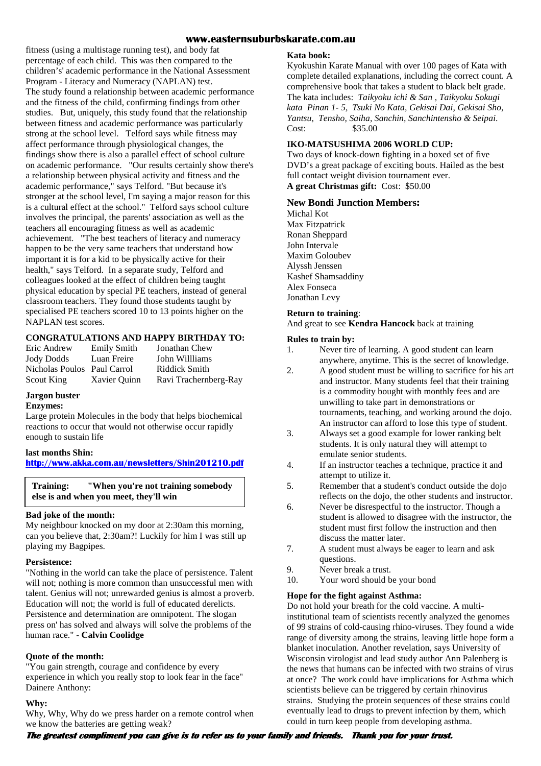fitness (using a multistage running test), and body fat percentage of each child. This was then compared to the children's' academic performance in the National Assessment Program - Literacy and Numeracy (NAPLAN) test.
The study found a relationship between academic performance and the fitness of the child, confirming findings from other studies. But, uniquely, this study found that the relationship between fitness and academic performance was particularly strong at the school level. Telford says while fitness may affect performance through physiological changes, the findings show there is also a parallel effect of school culture on academic performance. "Our results certainly show there's a relationship between physical activity and fitness and the academic performance," says Telford. "But because it's stronger at the school level, I'm saying a major reason for this is a cultural effect at the school." Telford says school culture involves the principal, the parents' association as well as the teachers all encouraging fitness as well as academic achievement. "The best teachers of literacy and numeracy happen to be the very same teachers that understand how important it is for a kid to be physically active for their health," says Telford. In a separate study, Telford and colleagues looked at the effect of children being taught physical education by special PE teachers, instead of general classroom teachers. They found those students taught by specialised PE teachers scored 10 to 13 points higher on the NAPLAN test scores.

### CONGRATULATIONS AND HAPPY BIRTHDAY TO:

| | | |
|---|---|---|
| Eric Andrew | Emily Smith | Jonathan Chew |
| Jody Dodds | Luan Freire | John Willliams |
| Nicholas Poulos | Paul Carrol | Riddick Smith |
| Scout King | Xavier Quinn | Ravi Trachernberg-Ray |

### Jargon buster

**Enzymes:**

Large protein Molecules in the body that helps biochemical reactions to occur that would not otherwise occur rapidly enough to sustain life

**last months Shin:**
**http://www.akka.com.au/newsletters/Shin201210.pdf**

**Training: "When you're not training somebody else is and when you meet, they'll win**

### Bad joke of the month:

My neighbour knocked on my door at 2:30am this morning, can you believe that, 2:30am?! Luckily for him I was still up playing my Bagpipes.

### Persistence:

"Nothing in the world can take the place of persistence. Talent will not; nothing is more common than unsuccessful men with talent. Genius will not; unrewarded genius is almost a proverb. Education will not; the world is full of educated derelicts. Persistence and determination are omnipotent. The slogan press on' has solved and always will solve the problems of the human race." - **Calvin Coolidge**

### Quote of the month:

"You gain strength, courage and confidence by every experience in which you really stop to look fear in the face" Dainere Anthony:

### Why:

Why, Why, Why do we press harder on a remote control when we know the batteries are getting weak?

### Kata book:

Kyokushin Karate Manual with over 100 pages of Kata with complete detailed explanations, including the correct count. A comprehensive book that takes a student to black belt grade. The kata includes: *Taikyoku ichi & San , Taikyoku Sokugi kata Pinan 1- 5, Tsuki No Kata, Gekisai Dai, Gekisai Sho, Yantsu, Tensho, Saiha, Sanchin, Sanchintensho & Seipai.*
Cost: $35.00

### IKO-MATSUSHIMA 2006 WORLD CUP:

Two days of knock-down fighting in a boxed set of five DVD's a great package of exciting bouts. Hailed as the best full contact weight division tournament ever.
**A great Christmas gift:** Cost: $50.00

### New Bondi Junction Members:

Michal Kot
Max Fitzpatrick
Ronan Sheppard
John Intervale
Maxim Goloubev
Alyssh Jenssen
Kashef Shamsaddiny
Alex Fonseca
Jonathan Levy

### Return to training:

And great to see **Kendra Hancock** back at training

### Rules to train by:

1. Never tire of learning. A good student can learn anywhere, anytime. This is the secret of knowledge.
2. A good student must be willing to sacrifice for his art and instructor. Many students feel that their training is a commodity bought with monthly fees and are unwilling to take part in demonstrations or tournaments, teaching, and working around the dojo. An instructor can afford to lose this type of student.
3. Always set a good example for lower ranking belt students. It is only natural they will attempt to emulate senior students.
4. If an instructor teaches a technique, practice it and attempt to utilize it.
5. Remember that a student's conduct outside the dojo reflects on the dojo, the other students and instructor.
6. Never be disrespectful to the instructor. Though a student is allowed to disagree with the instructor, the student must first follow the instruction and then discuss the matter later.
7. A student must always be eager to learn and ask questions.
9. Never break a trust.
10. Your word should be your bond

### Hope for the fight against Asthma:

Do not hold your breath for the cold vaccine. A multi-institutional team of scientists recently analyzed the genomes of 99 strains of cold-causing rhino-viruses. They found a wide range of diversity among the strains, leaving little hope form a blanket innovation. Another revelation, says University of Wisconsin virologist and lead study author Ann Palenberg is the news that humans can be infected with two strains of virus at once? The work could have implications for Asthma which scientists believe can be triggered by certain rhinovirus strains. Studying the protein sequences of these strains could eventually lead to drugs to prevent infection by them, which could in turn keep people from developing asthma.

***The greatest compliment you can give is to refer us to your family and friends. Thank you for your trust.***